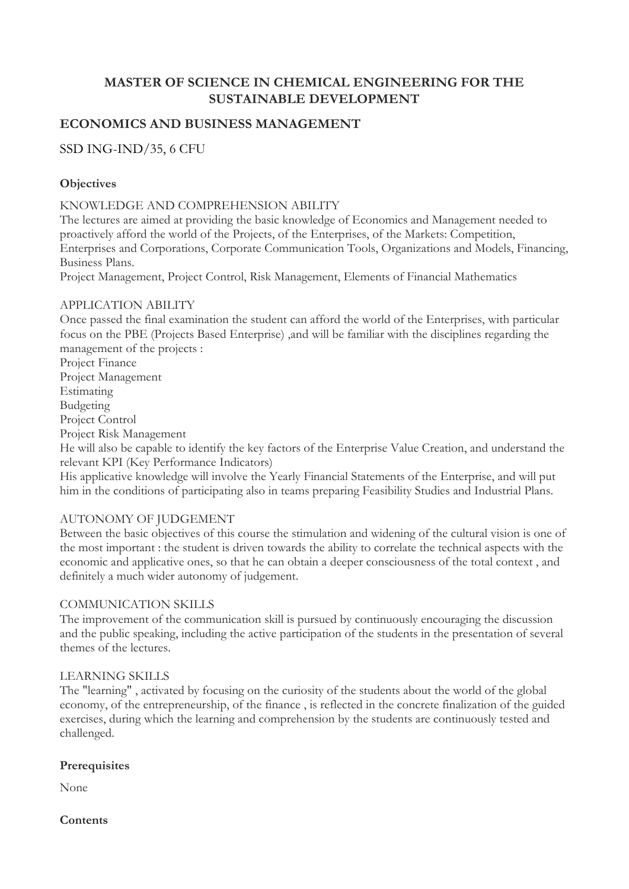# MASTER OF SCIENCE IN CHEMICAL ENGINEERING FOR THE SUSTAINABLE DEVELOPMENT

## ECONOMICS AND BUSINESS MANAGEMENT

SSD ING-IND/35, 6 CFU

### Objectives

KNOWLEDGE AND COMPREHENSION ABILITY

The lectures are aimed at providing the basic knowledge of Economics and Management needed to proactively afford the world of the Projects, of the Enterprises, of the Markets: Competition, Enterprises and Corporations, Corporate Communication Tools, Organizations and Models, Financing, Business Plans.

Project Management, Project Control, Risk Management, Elements of Financial Mathematics

APPLICATION ABILITY

Once passed the final examination the student can afford the world of the Enterprises, with particular focus on the PBE (Projects Based Enterprise) ,and will be familiar with the disciplines regarding the management of the projects :

Project Finance

Project Management

Estimating

Budgeting

Project Control

Project Risk Management

He will also be capable to identify the key factors of the Enterprise Value Creation, and understand the relevant KPI (Key Performance Indicators)

His applicative knowledge will involve the Yearly Financial Statements of the Enterprise, and will put him in the conditions of participating also in teams preparing Feasibility Studies and Industrial Plans.

AUTONOMY OF JUDGEMENT

Between the basic objectives of this course the stimulation and widening of the cultural vision is one of the most important : the student is driven towards the ability to correlate the technical aspects with the economic and applicative ones, so that he can obtain a deeper consciousness of the total context , and definitely a much wider autonomy of judgement.

COMMUNICATION SKILLS

The improvement of the communication skill is pursued by continuously encouraging the discussion and the public speaking, including the active participation of the students in the presentation of several themes of the lectures.

LEARNING SKILLS

The "learning" , activated by focusing on the curiosity of the students about the world of the global economy, of the entrepreneurship, of the finance , is reflected in the concrete finalization of the guided exercises, during which the learning and comprehension by the students are continuously tested and challenged.

### Prerequisites

None

### Contents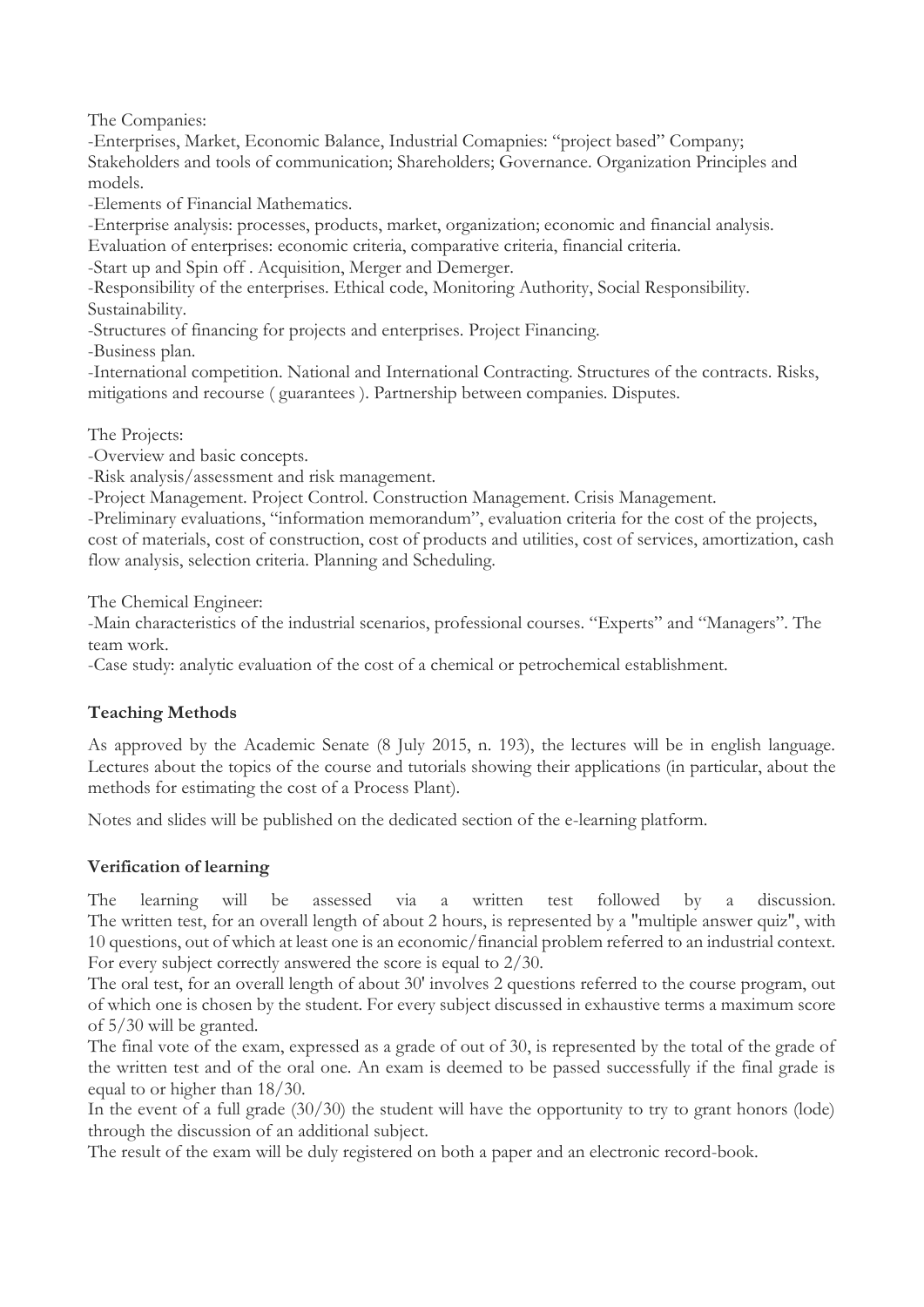The Companies:

-Enterprises, Market, Economic Balance, Industrial Comapnies: "project based" Company; Stakeholders and tools of communication; Shareholders; Governance. Organization Principles and models.

-Elements of Financial Mathematics.

-Enterprise analysis: processes, products, market, organization; economic and financial analysis. Evaluation of enterprises: economic criteria, comparative criteria, financial criteria.

-Start up and Spin off . Acquisition, Merger and Demerger.

-Responsibility of the enterprises. Ethical code, Monitoring Authority, Social Responsibility. Sustainability.

-Structures of financing for projects and enterprises. Project Financing.

-Business plan.

-International competition. National and International Contracting. Structures of the contracts. Risks, mitigations and recourse ( guarantees ). Partnership between companies. Disputes.

The Projects:

-Overview and basic concepts.

-Risk analysis/assessment and risk management.

-Project Management. Project Control. Construction Management. Crisis Management.

-Preliminary evaluations, "information memorandum", evaluation criteria for the cost of the projects, cost of materials, cost of construction, cost of products and utilities, cost of services, amortization, cash flow analysis, selection criteria. Planning and Scheduling.

The Chemical Engineer:

-Main characteristics of the industrial scenarios, professional courses. "Experts" and "Managers". The team work.

-Case study: analytic evaluation of the cost of a chemical or petrochemical establishment.

**Teaching Methods**

As approved by the Academic Senate (8 July 2015, n. 193), the lectures will be in english language. Lectures about the topics of the course and tutorials showing their applications (in particular, about the methods for estimating the cost of a Process Plant).

Notes and slides will be published on the dedicated section of the e-learning platform.

**Verification of learning**

The learning will be assessed via a written test followed by a discussion. The written test, for an overall length of about 2 hours, is represented by a "multiple answer quiz", with 10 questions, out of which at least one is an economic/financial problem referred to an industrial context. For every subject correctly answered the score is equal to 2/30.

The oral test, for an overall length of about 30' involves 2 questions referred to the course program, out of which one is chosen by the student. For every subject discussed in exhaustive terms a maximum score of 5/30 will be granted.

The final vote of the exam, expressed as a grade of out of 30, is represented by the total of the grade of the written test and of the oral one. An exam is deemed to be passed successfully if the final grade is equal to or higher than 18/30.

In the event of a full grade (30/30) the student will have the opportunity to try to grant honors (lode) through the discussion of an additional subject.

The result of the exam will be duly registered on both a paper and an electronic record-book.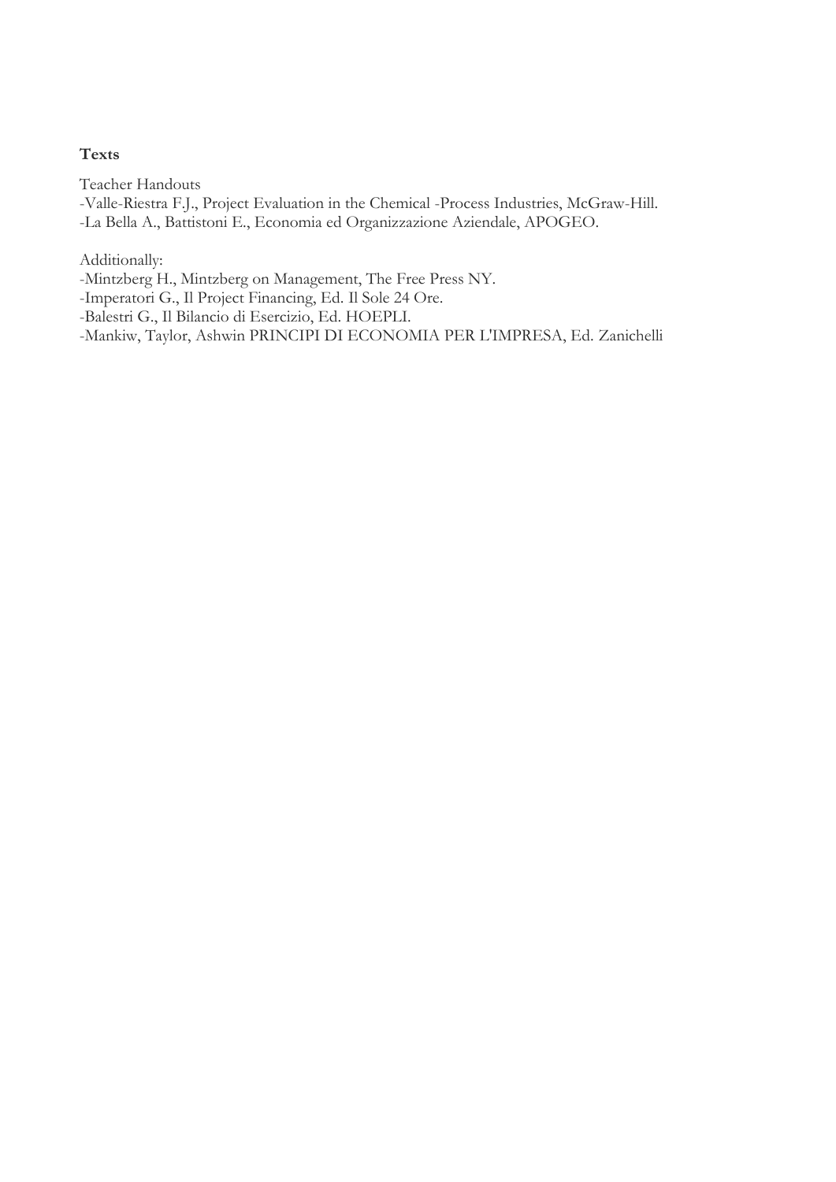**Texts**

Teacher Handouts

-Valle-Riestra F.J., Project Evaluation in the Chemical -Process Industries, McGraw-Hill.
-La Bella A., Battistoni E., Economia ed Organizzazione Aziendale, APOGEO.

Additionally:

-Mintzberg H., Mintzberg on Management, The Free Press NY.
-Imperatori G., Il Project Financing, Ed. Il Sole 24 Ore.
-Balestri G., Il Bilancio di Esercizio, Ed. HOEPLI.
-Mankiw, Taylor, Ashwin PRINCIPI DI ECONOMIA PER L'IMPRESA, Ed. Zanichelli